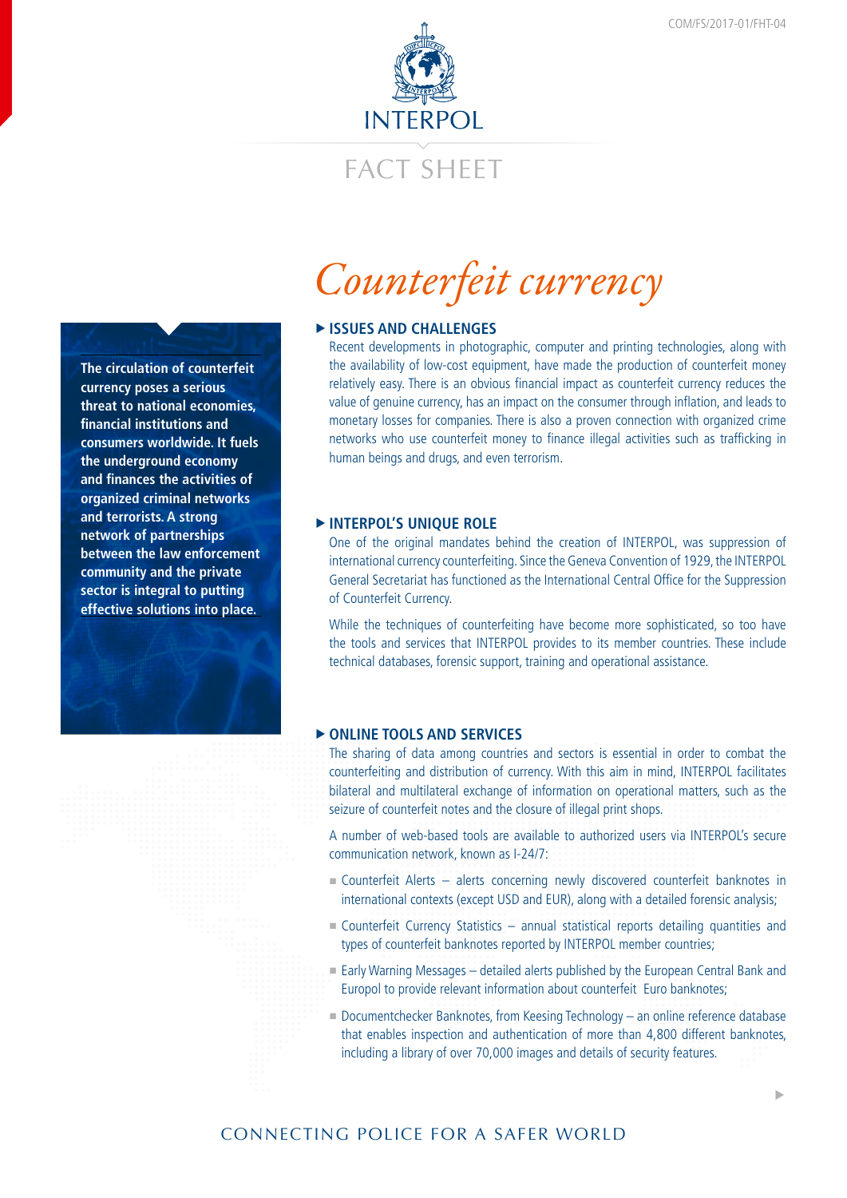INTERPOL

FACT SHEET

# Counterfeit currency

**The circulation of counterfeit currency poses a serious threat to national economies, financial institutions and consumers worldwide. It fuels the underground economy and finances the activities of organized criminal networks and terrorists. A strong network of partnerships between the law enforcement community and the private sector is integral to putting effective solutions into place.**

## ISSUES AND CHALLENGES

Recent developments in photographic, computer and printing technologies, along with the availability of low-cost equipment, have made the production of counterfeit money relatively easy. There is an obvious financial impact as counterfeit currency reduces the value of genuine currency, has an impact on the consumer through inflation, and leads to monetary losses for companies. There is also a proven connection with organized crime networks who use counterfeit money to finance illegal activities such as trafficking in human beings and drugs, and even terrorism.

## INTERPOL'S UNIQUE ROLE

One of the original mandates behind the creation of INTERPOL, was suppression of international currency counterfeiting. Since the Geneva Convention of 1929, the INTERPOL General Secretariat has functioned as the International Central Office for the Suppression of Counterfeit Currency.

While the techniques of counterfeiting have become more sophisticated, so too have the tools and services that INTERPOL provides to its member countries. These include technical databases, forensic support, training and operational assistance.

## ONLINE TOOLS AND SERVICES

The sharing of data among countries and sectors is essential in order to combat the counterfeiting and distribution of currency. With this aim in mind, INTERPOL facilitates bilateral and multilateral exchange of information on operational matters, such as the seizure of counterfeit notes and the closure of illegal print shops.

A number of web-based tools are available to authorized users via INTERPOL's secure communication network, known as I-24/7:

- Counterfeit Alerts – alerts concerning newly discovered counterfeit banknotes in international contexts (except USD and EUR), along with a detailed forensic analysis;
- Counterfeit Currency Statistics – annual statistical reports detailing quantities and types of counterfeit banknotes reported by INTERPOL member countries;
- Early Warning Messages – detailed alerts published by the European Central Bank and Europol to provide relevant information about counterfeit Euro banknotes;
- Documentchecker Banknotes, from Keesing Technology – an online reference database that enables inspection and authentication of more than 4,800 different banknotes, including a library of over 70,000 images and details of security features.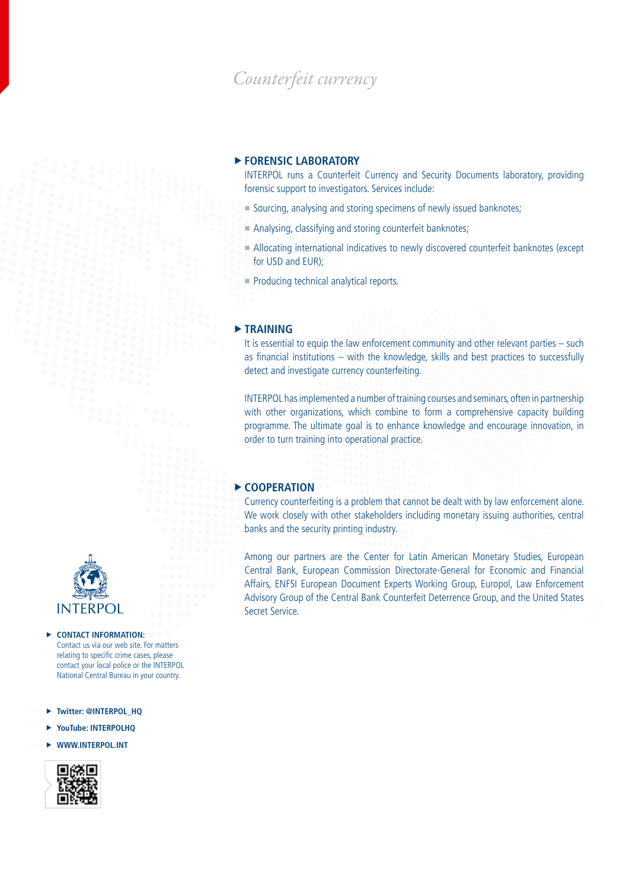*Counterfeit currency*

## FORENSIC LABORATORY

INTERPOL runs a Counterfeit Currency and Security Documents laboratory, providing forensic support to investigators. Services include:

- Sourcing, analysing and storing specimens of newly issued banknotes;
- Analysing, classifying and storing counterfeit banknotes;
- Allocating international indicatives to newly discovered counterfeit banknotes (except for USD and EUR);
- Producing technical analytical reports.

## TRAINING

It is essential to equip the law enforcement community and other relevant parties – such as financial institutions – with the knowledge, skills and best practices to successfully detect and investigate currency counterfeiting.

INTERPOL has implemented a number of training courses and seminars, often in partnership with other organizations, which combine to form a comprehensive capacity building programme. The ultimate goal is to enhance knowledge and encourage innovation, in order to turn training into operational practice.

## COOPERATION

Currency counterfeiting is a problem that cannot be dealt with by law enforcement alone. We work closely with other stakeholders including monetary issuing authorities, central banks and the security printing industry.

Among our partners are the Center for Latin American Monetary Studies, European Central Bank, European Commission Directorate-General for Economic and Financial Affairs, ENFSI European Document Experts Working Group, Europol, Law Enforcement Advisory Group of the Central Bank Counterfeit Deterrence Group, and the United States Secret Service.

INTERPOL

**CONTACT INFORMATION:**
Contact us via our web site. For matters relating to specific crime cases, please contact your local police or the INTERPOL National Central Bureau in your country.

- **Twitter: @INTERPOL_HQ**
- **YouTube: INTERPOLHQ**
- **WWW.INTERPOL.INT**